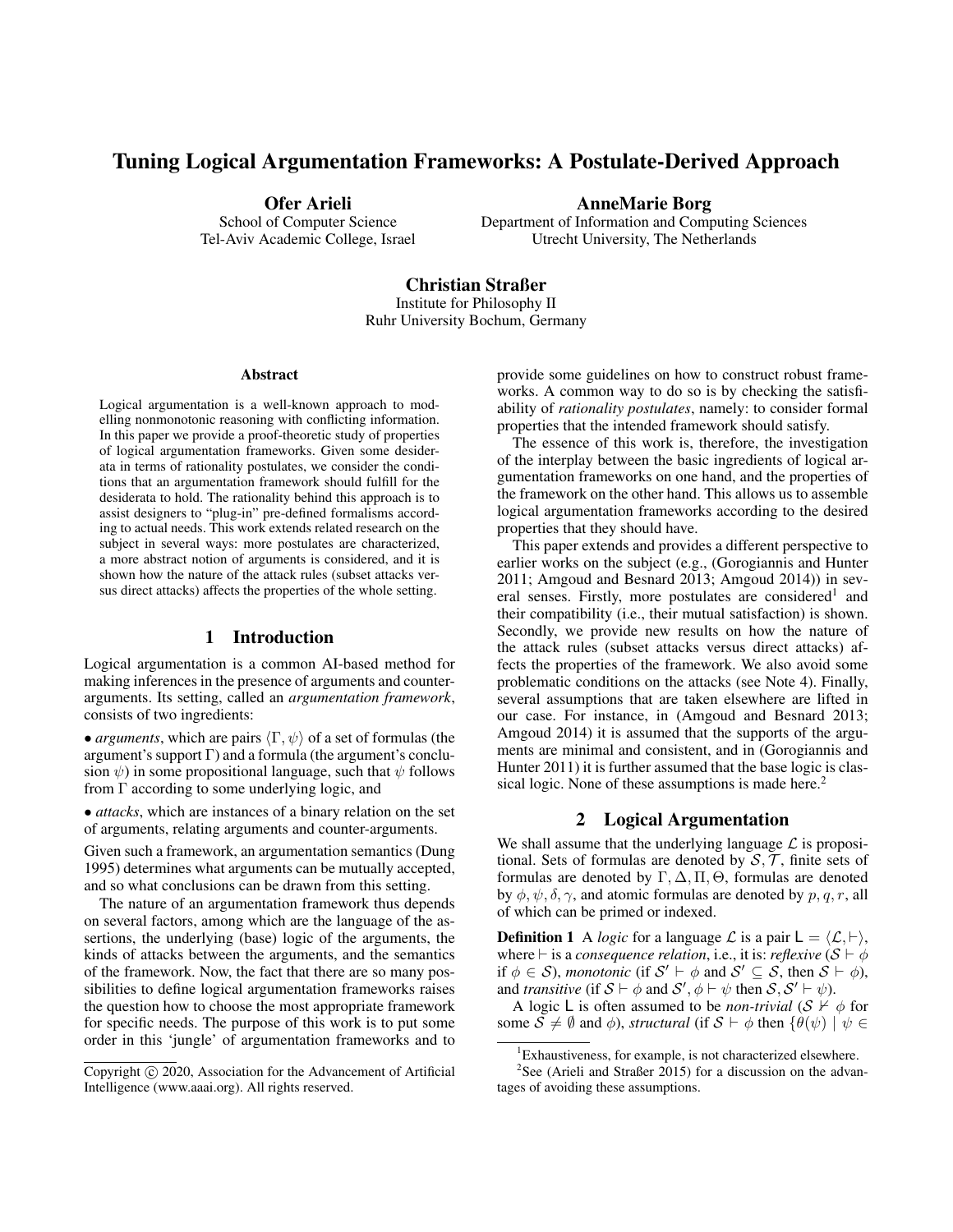# Tuning Logical Argumentation Frameworks: A Postulate-Derived Approach

**Ofer Arieli**
School of Computer Science
Tel-Aviv Academic College, Israel

**AnneMarie Borg**
Department of Information and Computing Sciences
Utrecht University, The Netherlands

**Christian Straßer**
Institute for Philosophy II
Ruhr University Bochum, Germany

### Abstract

Logical argumentation is a well-known approach to modelling nonmonotonic reasoning with conflicting information. In this paper we provide a proof-theoretic study of properties of logical argumentation frameworks. Given some desiderata in terms of rationality postulates, we consider the conditions that an argumentation framework should fulfill for the desiderata to hold. The rationality behind this approach is to assist designers to "plug-in" pre-defined formalisms according to actual needs. This work extends related research on the subject in several ways: more postulates are characterized, a more abstract notion of arguments is considered, and it is shown how the nature of the attack rules (subset attacks versus direct attacks) affects the properties of the whole setting.

## 1 Introduction

Logical argumentation is a common AI-based method for making inferences in the presence of arguments and counter-arguments. Its setting, called an *argumentation framework*, consists of two ingredients:

- *arguments*, which are pairs $\langle \Gamma, \psi \rangle$ of a set of formulas (the argument's support $\Gamma$) and a formula (the argument's conclusion $\psi$) in some propositional language, such that $\psi$ follows from $\Gamma$ according to some underlying logic, and
- *attacks*, which are instances of a binary relation on the set of arguments, relating arguments and counter-arguments.

Given such a framework, an argumentation semantics (Dung 1995) determines what arguments can be mutually accepted, and so what conclusions can be drawn from this setting.

The nature of an argumentation framework thus depends on several factors, among which are the language of the assertions, the underlying (base) logic of the arguments, the kinds of attacks between the arguments, and the semantics of the framework. Now, the fact that there are so many possibilities to define logical argumentation frameworks raises the question how to choose the most appropriate framework for specific needs. The purpose of this work is to put some order in this 'jungle' of argumentation frameworks and to provide some guidelines on how to construct robust frameworks. A common way to do so is by checking the satisfiability of *rationality postulates*, namely: to consider formal properties that the intended framework should satisfy.

The essence of this work is, therefore, the investigation of the interplay between the basic ingredients of logical argumentation frameworks on one hand, and the properties of the framework on the other hand. This allows us to assemble logical argumentation frameworks according to the desired properties that they should have.

This paper extends and provides a different perspective to earlier works on the subject (e.g., (Gorogiannis and Hunter 2011; Amgoud and Besnard 2013; Amgoud 2014)) in several senses. Firstly, more postulates are considered[1] and their compatibility (i.e., their mutual satisfaction) is shown. Secondly, we provide new results on how the nature of the attack rules (subset attacks versus direct attacks) affects the properties of the framework. We also avoid some problematic conditions on the attacks (see Note 4). Finally, several assumptions that are taken elsewhere are lifted in our case. For instance, in (Amgoud and Besnard 2013; Amgoud 2014) it is assumed that the supports of the arguments are minimal and consistent, and in (Gorogiannis and Hunter 2011) it is further assumed that the base logic is classical logic. None of these assumptions is made here.[2]

## 2 Logical Argumentation

We shall assume that the underlying language $\mathcal{L}$ is propositional. Sets of formulas are denoted by $\mathcal{S}, \mathcal{T}$, finite sets of formulas are denoted by $\Gamma, \Delta, \Pi, \Theta$, formulas are denoted by $\phi, \psi, \delta, \gamma$, and atomic formulas are denoted by $p, q, r$, all of which can be primed or indexed.

**Definition 1** A *logic* for a language $\mathcal{L}$ is a pair $\mathsf{L} = \langle \mathcal{L}, \vdash \rangle$, where $\vdash$ is a *consequence relation*, i.e., it is: *reflexive* ($\mathcal{S} \vdash \phi$ if $\phi \in \mathcal{S}$), *monotonic* (if $\mathcal{S}' \vdash \phi$ and $\mathcal{S}' \subseteq \mathcal{S}$, then $\mathcal{S} \vdash \phi$), and *transitive* (if $\mathcal{S} \vdash \phi$ and $\mathcal{S}', \phi \vdash \psi$ then $\mathcal{S}, \mathcal{S}' \vdash \psi$).

A logic $\mathsf{L}$ is often assumed to be *non-trivial* ($\mathcal{S} \nvdash \phi$ for some $\mathcal{S} \neq \emptyset$ and $\phi$), *structural* (if $\mathcal{S} \vdash \phi$ then $\{\theta(\psi) \mid \psi \in$

---

[1] Exhaustiveness, for example, is not characterized elsewhere.

[2] See (Arieli and Straßer 2015) for a discussion on the advantages of avoiding these assumptions.

Copyright © 2020, Association for the Advancement of Artificial Intelligence (www.aaai.org). All rights reserved.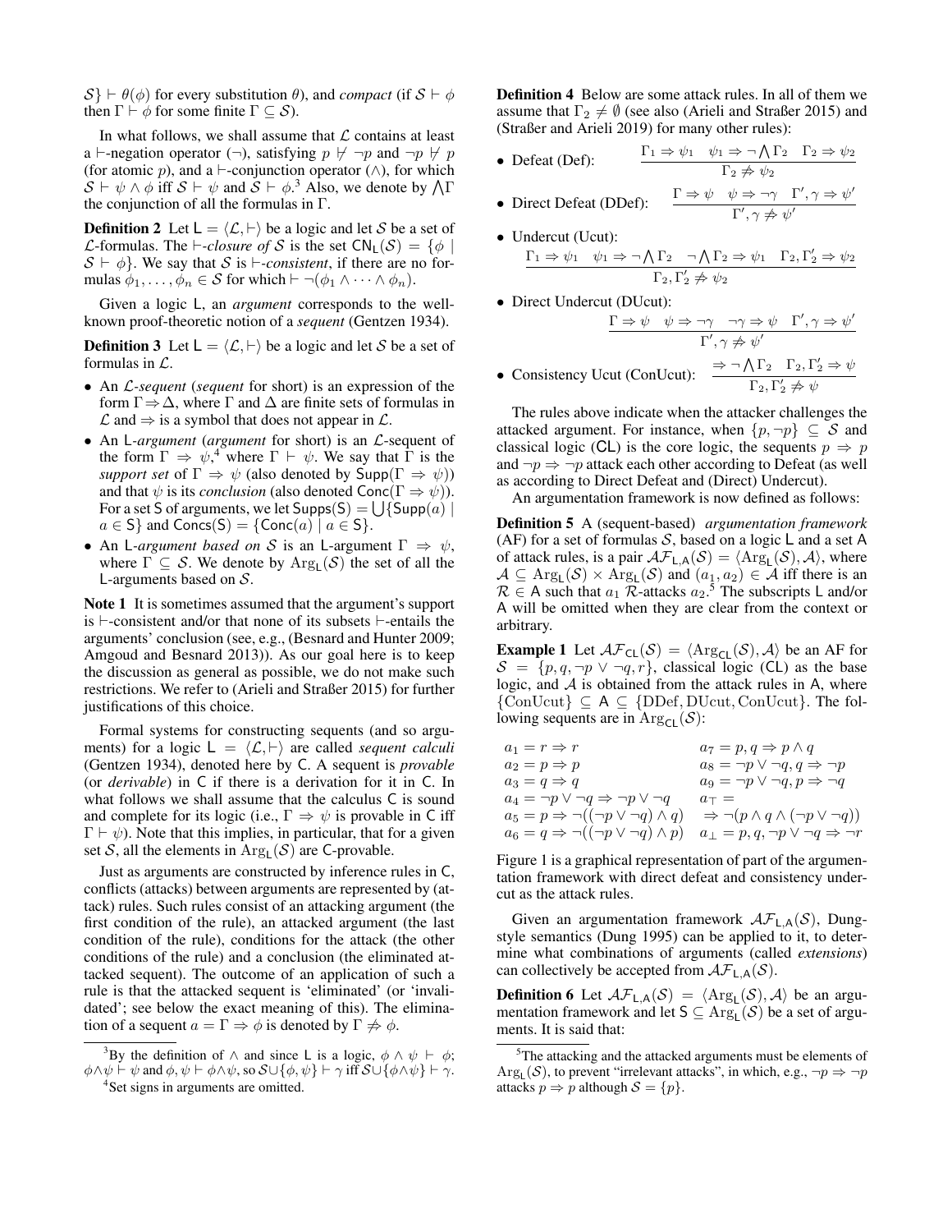$\mathcal{S}\} \vdash \theta(\phi)$ for every substitution $\theta$), and *compact* (if $\mathcal{S} \vdash \phi$ then $\Gamma \vdash \phi$ for some finite $\Gamma \subseteq \mathcal{S}$).

In what follows, we shall assume that $\mathcal{L}$ contains at least a $\vdash$-negation operator ($\neg$), satisfying $p \not\vdash \neg p$ and $\neg p \not\vdash p$ (for atomic $p$), and a $\vdash$-conjunction operator ($\wedge$), for which $\mathcal{S} \vdash \psi \wedge \phi$ iff $\mathcal{S} \vdash \psi$ and $\mathcal{S} \vdash \phi$.[3] Also, we denote by $\bigwedge\Gamma$ the conjunction of all the formulas in $\Gamma$.

**Definition 2** Let $\mathsf{L} = \langle \mathcal{L}, \vdash \rangle$ be a logic and let $\mathcal{S}$ be a set of $\mathcal{L}$-formulas. The *$\vdash$-closure of* $\mathcal{S}$ is the set $\mathsf{CN}_\mathsf{L}(\mathcal{S}) = \{\phi \mid \mathcal{S} \vdash \phi\}$. We say that $\mathcal{S}$ is *$\vdash$-consistent*, if there are no formulas $\phi_1, \ldots, \phi_n \in \mathcal{S}$ for which $\vdash \neg(\phi_1 \wedge \cdots \wedge \phi_n)$.

Given a logic $\mathsf{L}$, an *argument* corresponds to the well-known proof-theoretic notion of a *sequent* (Gentzen 1934).

**Definition 3** Let $\mathsf{L} = \langle \mathcal{L}, \vdash \rangle$ be a logic and let $\mathcal{S}$ be a set of formulas in $\mathcal{L}$.

- An *$\mathcal{L}$-sequent* (*sequent* for short) is an expression of the form $\Gamma \Rightarrow \Delta$, where $\Gamma$ and $\Delta$ are finite sets of formulas in $\mathcal{L}$ and $\Rightarrow$ is a symbol that does not appear in $\mathcal{L}$.
- An *$\mathsf{L}$-argument* (*argument* for short) is an $\mathcal{L}$-sequent of the form $\Gamma \Rightarrow \psi$,[4] where $\Gamma \vdash \psi$. We say that $\Gamma$ is the *support set* of $\Gamma \Rightarrow \psi$ (also denoted by $\mathsf{Supp}(\Gamma \Rightarrow \psi)$) and that $\psi$ is its *conclusion* (also denoted $\mathsf{Conc}(\Gamma \Rightarrow \psi)$). For a set $\mathsf{S}$ of arguments, we let $\mathsf{Supps}(\mathsf{S}) = \bigcup\{\mathsf{Supp}(a) \mid a \in \mathsf{S}\}$ and $\mathsf{Concs}(\mathsf{S}) = \{\mathsf{Conc}(a) \mid a \in \mathsf{S}\}$.
- An *$\mathsf{L}$-argument based on* $\mathcal{S}$ is an $\mathsf{L}$-argument $\Gamma \Rightarrow \psi$, where $\Gamma \subseteq \mathcal{S}$. We denote by $\mathrm{Arg}_\mathsf{L}(\mathcal{S})$ the set of all the $\mathsf{L}$-arguments based on $\mathcal{S}$.

**Note 1** It is sometimes assumed that the argument's support is $\vdash$-consistent and/or that none of its subsets $\vdash$-entails the arguments' conclusion (see, e.g., (Besnard and Hunter 2009; Amgoud and Besnard 2013)). As our goal here is to keep the discussion as general as possible, we do not make such restrictions. We refer to (Arieli and Straßer 2015) for further justifications of this choice.

Formal systems for constructing sequents (and so arguments) for a logic $\mathsf{L} = \langle \mathcal{L}, \vdash \rangle$ are called *sequent calculi* (Gentzen 1934), denoted here by $\mathsf{C}$. A sequent is *provable* (or *derivable*) in $\mathsf{C}$ if there is a derivation for it in $\mathsf{C}$. In what follows we shall assume that the calculus $\mathsf{C}$ is sound and complete for its logic (i.e., $\Gamma \Rightarrow \psi$ is provable in $\mathsf{C}$ iff $\Gamma \vdash \psi$). Note that this implies, in particular, that for a given set $\mathcal{S}$, all the elements in $\mathrm{Arg}_\mathsf{L}(\mathcal{S})$ are $\mathsf{C}$-provable.

Just as arguments are constructed by inference rules in $\mathsf{C}$, conflicts (attacks) between arguments are represented by (attack) rules. Such rules consist of an attacking argument (the first condition of the rule), an attacked argument (the last condition of the rule), conditions for the attack (the other conditions of the rule) and a conclusion (the eliminated attacked sequent). The outcome of an application of such a rule is that the attacked sequent is 'eliminated' (or 'invalidated'; see below the exact meaning of this). The elimination of a sequent $a = \Gamma \Rightarrow \phi$ is denoted by $\Gamma \not\Rightarrow \phi$.

[3] By the definition of $\wedge$ and since $\mathsf{L}$ is a logic, $\phi \wedge \psi \vdash \phi$; $\phi \wedge \psi \vdash \psi$ and $\phi, \psi \vdash \phi \wedge \psi$, so $\mathcal{S} \cup \{\phi, \psi\} \vdash \gamma$ iff $\mathcal{S} \cup \{\phi \wedge \psi\} \vdash \gamma$.

[4] Set signs in arguments are omitted.

**Definition 4** Below are some attack rules. In all of them we assume that $\Gamma_2 \neq \emptyset$ (see also (Arieli and Straßer 2015) and (Straßer and Arieli 2019) for many other rules):

- Defeat (Def): $$\frac{\Gamma_1 \Rightarrow \psi_1 \quad \psi_1 \Rightarrow \neg\bigwedge\Gamma_2 \quad \Gamma_2 \Rightarrow \psi_2}{\Gamma_2 \not\Rightarrow \psi_2}$$
- Direct Defeat (DDef): $$\frac{\Gamma \Rightarrow \psi \quad \psi \Rightarrow \neg\gamma \quad \Gamma', \gamma \Rightarrow \psi'}{\Gamma', \gamma \not\Rightarrow \psi'}$$
- Undercut (Ucut): $$\frac{\Gamma_1 \Rightarrow \psi_1 \quad \psi_1 \Rightarrow \neg\bigwedge\Gamma_2 \quad \neg\bigwedge\Gamma_2 \Rightarrow \psi_1 \quad \Gamma_2, \Gamma_2' \Rightarrow \psi_2}{\Gamma_2, \Gamma_2' \not\Rightarrow \psi_2}$$
- Direct Undercut (DUcut): $$\frac{\Gamma \Rightarrow \psi \quad \psi \Rightarrow \neg\gamma \quad \neg\gamma \Rightarrow \psi \quad \Gamma', \gamma \Rightarrow \psi'}{\Gamma', \gamma \not\Rightarrow \psi'}$$
- Consistency Ucut (ConUcut): $$\frac{\Rightarrow \neg\bigwedge\Gamma_2 \quad \Gamma_2, \Gamma_2' \Rightarrow \psi}{\Gamma_2, \Gamma_2' \not\Rightarrow \psi}$$

The rules above indicate when the attacker challenges the attacked argument. For instance, when $\{p, \neg p\} \subseteq \mathcal{S}$ and classical logic ($\mathsf{CL}$) is the core logic, the sequents $p \Rightarrow p$ and $\neg p \Rightarrow \neg p$ attack each other according to Defeat (as well as according to Direct Defeat and (Direct) Undercut).

An argumentation framework is now defined as follows:

**Definition 5** A (sequent-based) *argumentation framework* (AF) for a set of formulas $\mathcal{S}$, based on a logic $\mathsf{L}$ and a set $\mathsf{A}$ of attack rules, is a pair $\mathcal{AF}_{\mathsf{L},\mathsf{A}}(\mathcal{S}) = \langle \mathrm{Arg}_\mathsf{L}(\mathcal{S}), \mathcal{A} \rangle$, where $\mathcal{A} \subseteq \mathrm{Arg}_\mathsf{L}(\mathcal{S}) \times \mathrm{Arg}_\mathsf{L}(\mathcal{S})$ and $(a_1, a_2) \in \mathcal{A}$ iff there is an $\mathcal{R} \in \mathsf{A}$ such that $a_1$ $\mathcal{R}$-attacks $a_2$.[5] The subscripts $\mathsf{L}$ and/or $\mathsf{A}$ will be omitted when they are clear from the context or arbitrary.

**Example 1** Let $\mathcal{AF}_{\mathsf{CL}}(\mathcal{S}) = \langle \mathrm{Arg}_{\mathsf{CL}}(\mathcal{S}), \mathcal{A} \rangle$ be an AF for $\mathcal{S} = \{p, q, \neg p \vee \neg q, r\}$, classical logic ($\mathsf{CL}$) as the base logic, and $\mathcal{A}$ is obtained from the attack rules in $\mathsf{A}$, where $\{\mathrm{ConUcut}\} \subseteq \mathsf{A} \subseteq \{\mathrm{DDef}, \mathrm{DUcut}, \mathrm{ConUcut}\}$. The following sequents are in $\mathrm{Arg}_{\mathsf{CL}}(\mathcal{S})$:

$a_1 = r \Rightarrow r$ | $a_7 = p, q \Rightarrow p \wedge q$
$a_2 = p \Rightarrow p$ | $a_8 = \neg p \vee \neg q, q \Rightarrow \neg p$
$a_3 = q \Rightarrow q$ | $a_9 = \neg p \vee \neg q, p \Rightarrow \neg q$
$a_4 = \neg p \vee \neg q \Rightarrow \neg p \vee \neg q$ | $a_\top = \;\Rightarrow \neg(p \wedge q \wedge (\neg p \vee \neg q))$
$a_5 = p \Rightarrow \neg((\neg p \vee \neg q) \wedge q)$ | $a_\bot = p, q, \neg p \vee \neg q \Rightarrow \neg r$
$a_6 = q \Rightarrow \neg((\neg p \vee \neg q) \wedge p)$

Figure 1 is a graphical representation of part of the argumentation framework with direct defeat and consistency undercut as the attack rules.

Given an argumentation framework $\mathcal{AF}_{\mathsf{L},\mathsf{A}}(\mathcal{S})$, Dung-style semantics (Dung 1995) can be applied to it, to determine what combinations of arguments (called *extensions*) can collectively be accepted from $\mathcal{AF}_{\mathsf{L},\mathsf{A}}(\mathcal{S})$.

**Definition 6** Let $\mathcal{AF}_{\mathsf{L},\mathsf{A}}(\mathcal{S}) = \langle \mathrm{Arg}_\mathsf{L}(\mathcal{S}), \mathcal{A} \rangle$ be an argumentation framework and let $\mathsf{S} \subseteq \mathrm{Arg}_\mathsf{L}(\mathcal{S})$ be a set of arguments. It is said that:

[5] The attacking and the attacked arguments must be elements of $\mathrm{Arg}_\mathsf{L}(\mathcal{S})$, to prevent "irrelevant attacks", in which, e.g., $\neg p \Rightarrow \neg p$ attacks $p \Rightarrow p$ although $\mathcal{S} = \{p\}$.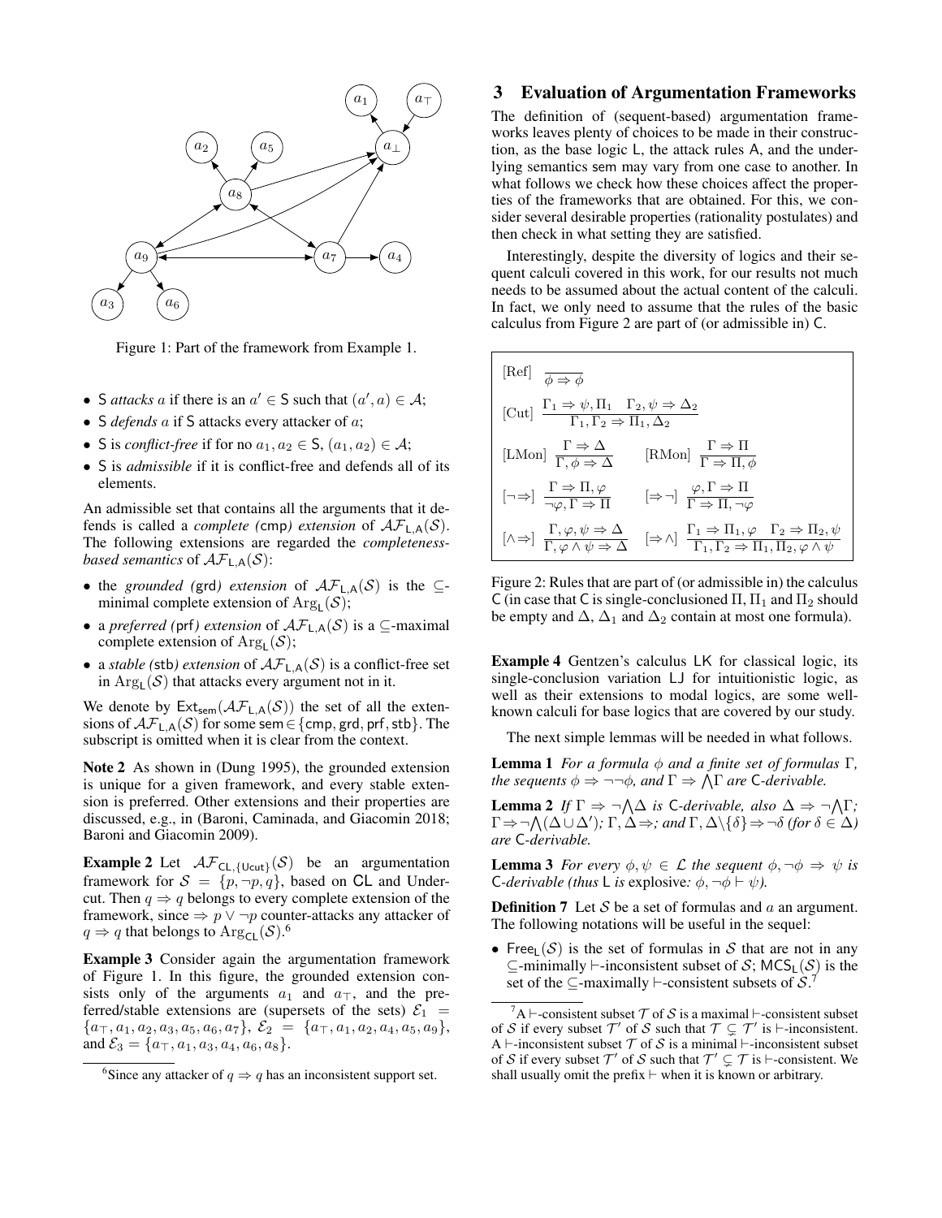Figure 1: Part of the framework from Example 1.

- S *attacks* $a$ if there is an $a' \in \mathsf{S}$ such that $(a', a) \in \mathcal{A}$;
- S *defends* $a$ if S attacks every attacker of $a$;
- S is *conflict-free* if for no $a_1, a_2 \in \mathsf{S}$, $(a_1, a_2) \in \mathcal{A}$;
- S is *admissible* if it is conflict-free and defends all of its elements.

An admissible set that contains all the arguments that it defends is called a *complete (*cmp*) extension* of $\mathcal{AF}_{\mathsf{L},\mathsf{A}}(\mathcal{S})$. The following extensions are regarded the *completeness-based semantics* of $\mathcal{AF}_{\mathsf{L},\mathsf{A}}(\mathcal{S})$:

- the *grounded (*grd*) extension* of $\mathcal{AF}_{\mathsf{L},\mathsf{A}}(\mathcal{S})$ is the $\subseteq$-minimal complete extension of $\mathrm{Arg}_{\mathsf{L}}(\mathcal{S})$;
- a *preferred (*prf*) extension* of $\mathcal{AF}_{\mathsf{L},\mathsf{A}}(\mathcal{S})$ is a $\subseteq$-maximal complete extension of $\mathrm{Arg}_{\mathsf{L}}(\mathcal{S})$;
- a *stable (*stb*) extension* of $\mathcal{AF}_{\mathsf{L},\mathsf{A}}(\mathcal{S})$ is a conflict-free set in $\mathrm{Arg}_{\mathsf{L}}(\mathcal{S})$ that attacks every argument not in it.

We denote by $\mathsf{Ext}_{\mathsf{sem}}(\mathcal{AF}_{\mathsf{L},\mathsf{A}}(\mathcal{S}))$ the set of all the extensions of $\mathcal{AF}_{\mathsf{L},\mathsf{A}}(\mathcal{S})$ for some $\mathsf{sem} \in \{\mathsf{cmp}, \mathsf{grd}, \mathsf{prf}, \mathsf{stb}\}$. The subscript is omitted when it is clear from the context.

**Note 2** As shown in (Dung 1995), the grounded extension is unique for a given framework, and every stable extension is preferred. Other extensions and their properties are discussed, e.g., in (Baroni, Caminada, and Giacomin 2018; Baroni and Giacomin 2009).

**Example 2** Let $\mathcal{AF}_{\mathsf{CL},\{\mathsf{Ucut}\}}(\mathcal{S})$ be an argumentation framework for $\mathcal{S} = \{p, \neg p, q\}$, based on CL and Undercut. Then $q \Rightarrow q$ belongs to every complete extension of the framework, since $\Rightarrow p \vee \neg p$ counter-attacks any attacker of $q \Rightarrow q$ that belongs to $\mathrm{Arg}_{\mathsf{CL}}(\mathcal{S})$.[6]

**Example 3** Consider again the argumentation framework of Figure 1. In this figure, the grounded extension consists only of the arguments $a_1$ and $a_\top$, and the preferred/stable extensions are (supersets of the sets) $\mathcal{E}_1 = \{a_\top, a_1, a_2, a_3, a_5, a_6, a_7\}$, $\mathcal{E}_2 = \{a_\top, a_1, a_2, a_4, a_5, a_9\}$, and $\mathcal{E}_3 = \{a_\top, a_1, a_3, a_4, a_6, a_8\}$.

[6]Since any attacker of $q \Rightarrow q$ has an inconsistent support set.

## 3 Evaluation of Argumentation Frameworks

The definition of (sequent-based) argumentation frameworks leaves plenty of choices to be made in their construction, as the base logic L, the attack rules A, and the underlying semantics sem may vary from one case to another. In what follows we check how these choices affect the properties of the frameworks that are obtained. For this, we consider several desirable properties (rationality postulates) and then check in what setting they are satisfied.

Interestingly, despite the diversity of logics and their sequent calculi covered in this work, for our results not much needs to be assumed about the actual content of the calculi. In fact, we only need to assume that the rules of the basic calculus from Figure 2 are part of (or admissible in) C.

$$[\text{Ref}]\ \frac{}{\phi \Rightarrow \phi}$$

$$[\text{Cut}]\ \frac{\Gamma_1 \Rightarrow \psi, \Pi_1 \quad \Gamma_2, \psi \Rightarrow \Delta_2}{\Gamma_1, \Gamma_2 \Rightarrow \Pi_1, \Delta_2}$$

$$[\text{LMon}]\ \frac{\Gamma \Rightarrow \Delta}{\Gamma, \phi \Rightarrow \Delta} \qquad [\text{RMon}]\ \frac{\Gamma \Rightarrow \Pi}{\Gamma \Rightarrow \Pi, \phi}$$

$$[\neg\Rightarrow]\ \frac{\Gamma \Rightarrow \Pi, \varphi}{\neg\varphi, \Gamma \Rightarrow \Pi} \qquad [\Rightarrow\neg]\ \frac{\varphi, \Gamma \Rightarrow \Pi}{\Gamma \Rightarrow \Pi, \neg\varphi}$$

$$[\wedge\Rightarrow]\ \frac{\Gamma, \varphi, \psi \Rightarrow \Delta}{\Gamma, \varphi \wedge \psi \Rightarrow \Delta} \qquad [\Rightarrow\wedge]\ \frac{\Gamma_1 \Rightarrow \Pi_1, \varphi \quad \Gamma_2 \Rightarrow \Pi_2, \psi}{\Gamma_1, \Gamma_2 \Rightarrow \Pi_1, \Pi_2, \varphi \wedge \psi}$$

Figure 2: Rules that are part of (or admissible in) the calculus C (in case that C is single-conclusioned $\Pi$, $\Pi_1$ and $\Pi_2$ should be empty and $\Delta$, $\Delta_1$ and $\Delta_2$ contain at most one formula).

**Example 4** Gentzen's calculus LK for classical logic, its single-conclusion variation LJ for intuitionistic logic, as well as their extensions to modal logics, are some well-known calculi for base logics that are covered by our study.

The next simple lemmas will be needed in what follows.

**Lemma 1** *For a formula $\phi$ and a finite set of formulas $\Gamma$, the sequents $\phi \Rightarrow \neg\neg\phi$, and $\Gamma \Rightarrow \bigwedge\Gamma$ are* C*-derivable.*

**Lemma 2** *If $\Gamma \Rightarrow \neg\bigwedge\Delta$ is* C*-derivable, also $\Delta \Rightarrow \neg\bigwedge\Gamma$; $\Gamma \Rightarrow \neg\bigwedge(\Delta \cup \Delta')$; $\Gamma, \Delta \Rightarrow$; and $\Gamma, \Delta \setminus \{\delta\} \Rightarrow \neg\delta$ (for $\delta \in \Delta$) are* C*-derivable.*

**Lemma 3** *For every $\phi, \psi \in \mathcal{L}$ the sequent $\phi, \neg\phi \Rightarrow \psi$ is* C*-derivable (thus* L *is* explosive*: $\phi, \neg\phi \vdash \psi$).*

**Definition 7** Let $\mathcal{S}$ be a set of formulas and $a$ an argument. The following notations will be useful in the sequel:

- $\mathsf{Free}_{\mathsf{L}}(\mathcal{S})$ is the set of formulas in $\mathcal{S}$ that are not in any $\subseteq$-minimally $\vdash$-inconsistent subset of $\mathcal{S}$; $\mathsf{MCS}_{\mathsf{L}}(\mathcal{S})$ is the set of the $\subseteq$-maximally $\vdash$-consistent subsets of $\mathcal{S}$.[7]

[7]A $\vdash$-consistent subset $\mathcal{T}$ of $\mathcal{S}$ is a maximal $\vdash$-consistent subset of $\mathcal{S}$ if every subset $\mathcal{T}'$ of $\mathcal{S}$ such that $\mathcal{T} \subsetneq \mathcal{T}'$ is $\vdash$-inconsistent. A $\vdash$-inconsistent subset $\mathcal{T}$ of $\mathcal{S}$ is a minimal $\vdash$-inconsistent subset of $\mathcal{S}$ if every subset $\mathcal{T}'$ of $\mathcal{S}$ such that $\mathcal{T}' \subsetneq \mathcal{T}$ is $\vdash$-consistent. We shall usually omit the prefix $\vdash$ when it is known or arbitrary.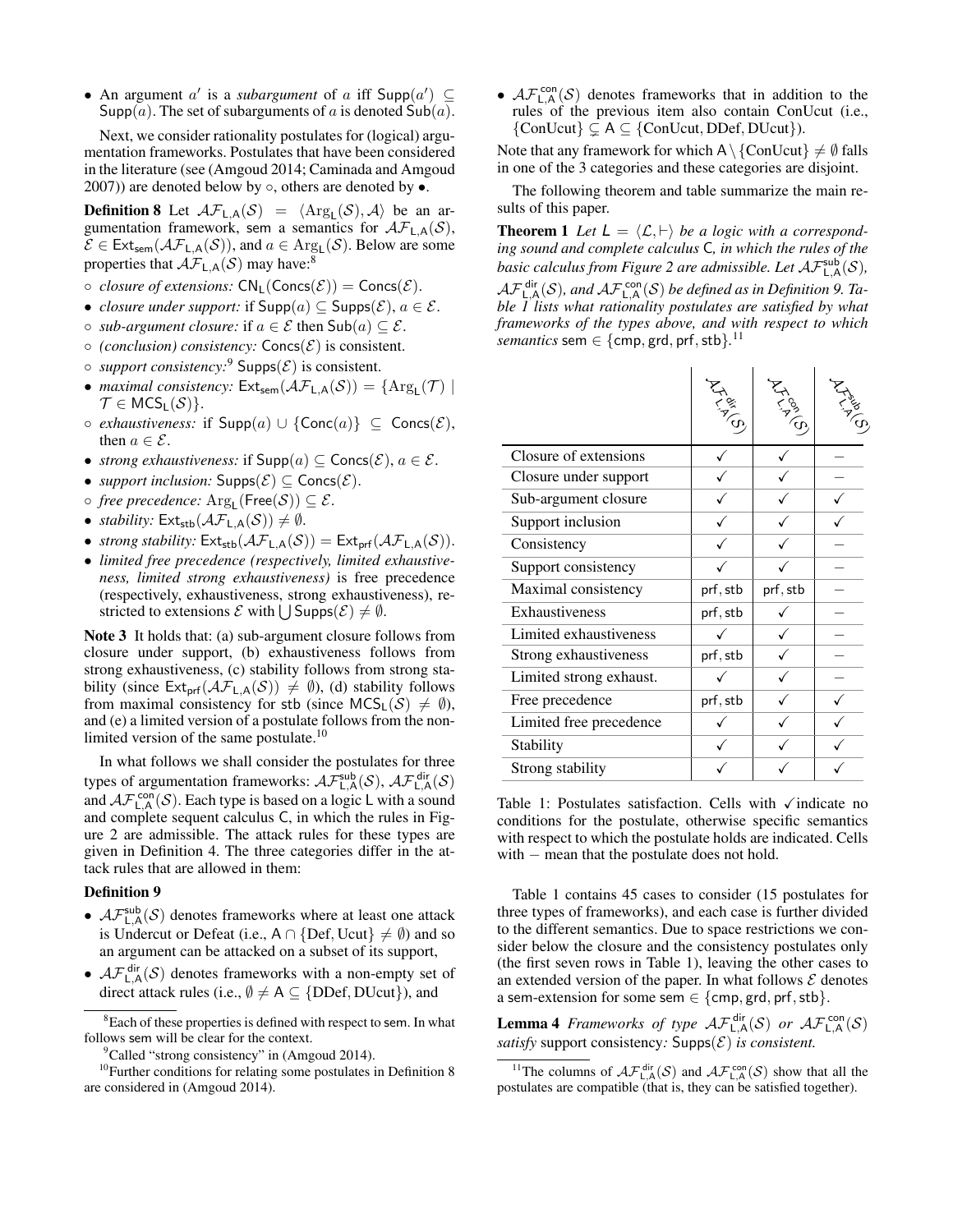- An argument $a'$ is a *subargument* of $a$ iff $\mathsf{Supp}(a') \subseteq \mathsf{Supp}(a)$. The set of subarguments of $a$ is denoted $\mathsf{Sub}(a)$.

Next, we consider rationality postulates for (logical) argumentation frameworks. Postulates that have been considered in the literature (see (Amgoud 2014; Caminada and Amgoud 2007)) are denoted below by ◦, others are denoted by •.

**Definition 8** Let $\mathcal{AF}_{\mathsf{L},\mathsf{A}}(\mathcal{S}) = \langle \mathrm{Arg}_{\mathsf{L}}(\mathcal{S}), \mathcal{A}\rangle$ be an argumentation framework, sem a semantics for $\mathcal{AF}_{\mathsf{L},\mathsf{A}}(\mathcal{S})$, $\mathcal{E} \in \mathsf{Ext}_{\mathsf{sem}}(\mathcal{AF}_{\mathsf{L},\mathsf{A}}(\mathcal{S}))$, and $a \in \mathrm{Arg}_{\mathsf{L}}(\mathcal{S})$. Below are some properties that $\mathcal{AF}_{\mathsf{L},\mathsf{A}}(\mathcal{S})$ may have:[8]

- ◦ *closure of extensions:* $\mathsf{CN}_{\mathsf{L}}(\mathsf{Concs}(\mathcal{E})) = \mathsf{Concs}(\mathcal{E})$.
- • *closure under support:* if $\mathsf{Supp}(a) \subseteq \mathsf{Supps}(\mathcal{E})$, $a \in \mathcal{E}$.
- ◦ *sub-argument closure:* if $a \in \mathcal{E}$ then $\mathsf{Sub}(a) \subseteq \mathcal{E}$.
- ◦ *(conclusion) consistency:* $\mathsf{Concs}(\mathcal{E})$ is consistent.
- ◦ *support consistency:*[9] $\mathsf{Supps}(\mathcal{E})$ is consistent.
- • *maximal consistency:* $\mathsf{Ext}_{\mathsf{sem}}(\mathcal{AF}_{\mathsf{L},\mathsf{A}}(\mathcal{S})) = \{\mathrm{Arg}_{\mathsf{L}}(\mathcal{T}) \mid \mathcal{T} \in \mathsf{MCS}_{\mathsf{L}}(\mathcal{S})\}$.
- ◦ *exhaustiveness:* if $\mathsf{Supp}(a) \cup \{\mathsf{Conc}(a)\} \subseteq \mathsf{Concs}(\mathcal{E})$, then $a \in \mathcal{E}$.
- • *strong exhaustiveness:* if $\mathsf{Supp}(a) \subseteq \mathsf{Concs}(\mathcal{E})$, $a \in \mathcal{E}$.
- • *support inclusion:* $\mathsf{Supps}(\mathcal{E}) \subseteq \mathsf{Concs}(\mathcal{E})$.
- ◦ *free precedence:* $\mathrm{Arg}_{\mathsf{L}}(\mathsf{Free}(\mathcal{S})) \subseteq \mathcal{E}$.
- • *stability:* $\mathsf{Ext}_{\mathsf{stb}}(\mathcal{AF}_{\mathsf{L},\mathsf{A}}(\mathcal{S})) \neq \emptyset$.
- • *strong stability:* $\mathsf{Ext}_{\mathsf{stb}}(\mathcal{AF}_{\mathsf{L},\mathsf{A}}(\mathcal{S})) = \mathsf{Ext}_{\mathsf{prf}}(\mathcal{AF}_{\mathsf{L},\mathsf{A}}(\mathcal{S}))$.
- • *limited free precedence (respectively, limited exhaustiveness, limited strong exhaustiveness)* is free precedence (respectively, exhaustiveness, strong exhaustiveness), restricted to extensions $\mathcal{E}$ with $\bigcup \mathsf{Supps}(\mathcal{E}) \neq \emptyset$.

**Note 3** It holds that: (a) sub-argument closure follows from closure under support, (b) exhaustiveness follows from strong exhaustiveness, (c) stability follows from strong stability (since $\mathsf{Ext}_{\mathsf{prf}}(\mathcal{AF}_{\mathsf{L},\mathsf{A}}(\mathcal{S})) \neq \emptyset$), (d) stability follows from maximal consistency for stb (since $\mathsf{MCS}_{\mathsf{L}}(\mathcal{S}) \neq \emptyset$), and (e) a limited version of a postulate follows from the non-limited version of the same postulate.[10]

In what follows we shall consider the postulates for three types of argumentation frameworks: $\mathcal{AF}^{\mathsf{sub}}_{\mathsf{L},\mathsf{A}}(\mathcal{S})$, $\mathcal{AF}^{\mathsf{dir}}_{\mathsf{L},\mathsf{A}}(\mathcal{S})$ and $\mathcal{AF}^{\mathsf{con}}_{\mathsf{L},\mathsf{A}}(\mathcal{S})$. Each type is based on a logic L with a sound and complete sequent calculus C, in which the rules in Figure 2 are admissible. The attack rules for these types are given in Definition 4. The three categories differ in the attack rules that are allowed in them:

**Definition 9**

- $\mathcal{AF}^{\mathsf{sub}}_{\mathsf{L},\mathsf{A}}(\mathcal{S})$ denotes frameworks where at least one attack is Undercut or Defeat (i.e., $\mathsf{A} \cap \{\mathrm{Def}, \mathrm{Ucut}\} \neq \emptyset$) and so an argument can be attacked on a subset of its support,
- $\mathcal{AF}^{\mathsf{dir}}_{\mathsf{L},\mathsf{A}}(\mathcal{S})$ denotes frameworks with a non-empty set of direct attack rules (i.e., $\emptyset \neq \mathsf{A} \subseteq \{\mathrm{DDef}, \mathrm{DUcut}\}$), and
- $\mathcal{AF}^{\mathsf{con}}_{\mathsf{L},\mathsf{A}}(\mathcal{S})$ denotes frameworks that in addition to the rules of the previous item also contain ConUcut (i.e., $\{\mathrm{ConUcut}\} \subsetneq \mathsf{A} \subseteq \{\mathrm{ConUcut}, \mathrm{DDef}, \mathrm{DUcut}\}$).

Note that any framework for which $\mathsf{A} \setminus \{\mathrm{ConUcut}\} \neq \emptyset$ falls in one of the 3 categories and these categories are disjoint.

The following theorem and table summarize the main results of this paper.

**Theorem 1** *Let $\mathsf{L} = \langle \mathcal{L}, \vdash\rangle$ be a logic with a corresponding sound and complete calculus C, in which the rules of the basic calculus from Figure 2 are admissible. Let $\mathcal{AF}^{\mathsf{sub}}_{\mathsf{L},\mathsf{A}}(\mathcal{S})$, $\mathcal{AF}^{\mathsf{dir}}_{\mathsf{L},\mathsf{A}}(\mathcal{S})$, and $\mathcal{AF}^{\mathsf{con}}_{\mathsf{L},\mathsf{A}}(\mathcal{S})$ be defined as in Definition 9. Table 1 lists what rationality postulates are satisfied by what frameworks of the types above, and with respect to which semantics* sem $\in$ {cmp, grd, prf, stb}.[11]

| | $\mathcal{AF}^{\mathsf{dir}}_{\mathsf{L},\mathsf{A}}(\mathcal{S})$ | $\mathcal{AF}^{\mathsf{con}}_{\mathsf{L},\mathsf{A}}(\mathcal{S})$ | $\mathcal{AF}^{\mathsf{sub}}_{\mathsf{L},\mathsf{A}}(\mathcal{S})$ |
|---|---|---|---|
| Closure of extensions | ✓ | ✓ | – |
| Closure under support | ✓ | ✓ | – |
| Sub-argument closure | ✓ | ✓ | ✓ |
| Support inclusion | ✓ | ✓ | ✓ |
| Consistency | ✓ | ✓ | – |
| Support consistency | ✓ | ✓ | – |
| Maximal consistency | prf, stb | prf, stb | – |
| Exhaustiveness | prf, stb | ✓ | – |
| Limited exhaustiveness | ✓ | ✓ | – |
| Strong exhaustiveness | prf, stb | ✓ | – |
| Limited strong exhaust. | ✓ | ✓ | – |
| Free precedence | prf, stb | ✓ | ✓ |
| Limited free precedence | ✓ | ✓ | ✓ |
| Stability | ✓ | ✓ | ✓ |
| Strong stability | ✓ | ✓ | ✓ |

Table 1: Postulates satisfaction. Cells with ✓indicate no conditions for the postulate, otherwise specific semantics with respect to which the postulate holds are indicated. Cells with – mean that the postulate does not hold.

Table 1 contains 45 cases to consider (15 postulates for three types of frameworks), and each case is further divided to the different semantics. Due to space restrictions we consider below the closure and the consistency postulates only (the first seven rows in Table 1), leaving the other cases to an extended version of the paper. In what follows $\mathcal{E}$ denotes a sem-extension for some sem $\in$ {cmp, grd, prf, stb}.

**Lemma 4** *Frameworks of type $\mathcal{AF}^{\mathsf{dir}}_{\mathsf{L},\mathsf{A}}(\mathcal{S})$ or $\mathcal{AF}^{\mathsf{con}}_{\mathsf{L},\mathsf{A}}(\mathcal{S})$ satisfy* support consistency*: $\mathsf{Supps}(\mathcal{E})$ is consistent.*

[8] Each of these properties is defined with respect to sem. In what follows sem will be clear for the context.

[9] Called "strong consistency" in (Amgoud 2014).

[10] Further conditions for relating some postulates in Definition 8 are considered in (Amgoud 2014).

[11] The columns of $\mathcal{AF}^{\mathsf{dir}}_{\mathsf{L},\mathsf{A}}(\mathcal{S})$ and $\mathcal{AF}^{\mathsf{con}}_{\mathsf{L},\mathsf{A}}(\mathcal{S})$ show that all the postulates are compatible (that is, they can be satisfied together).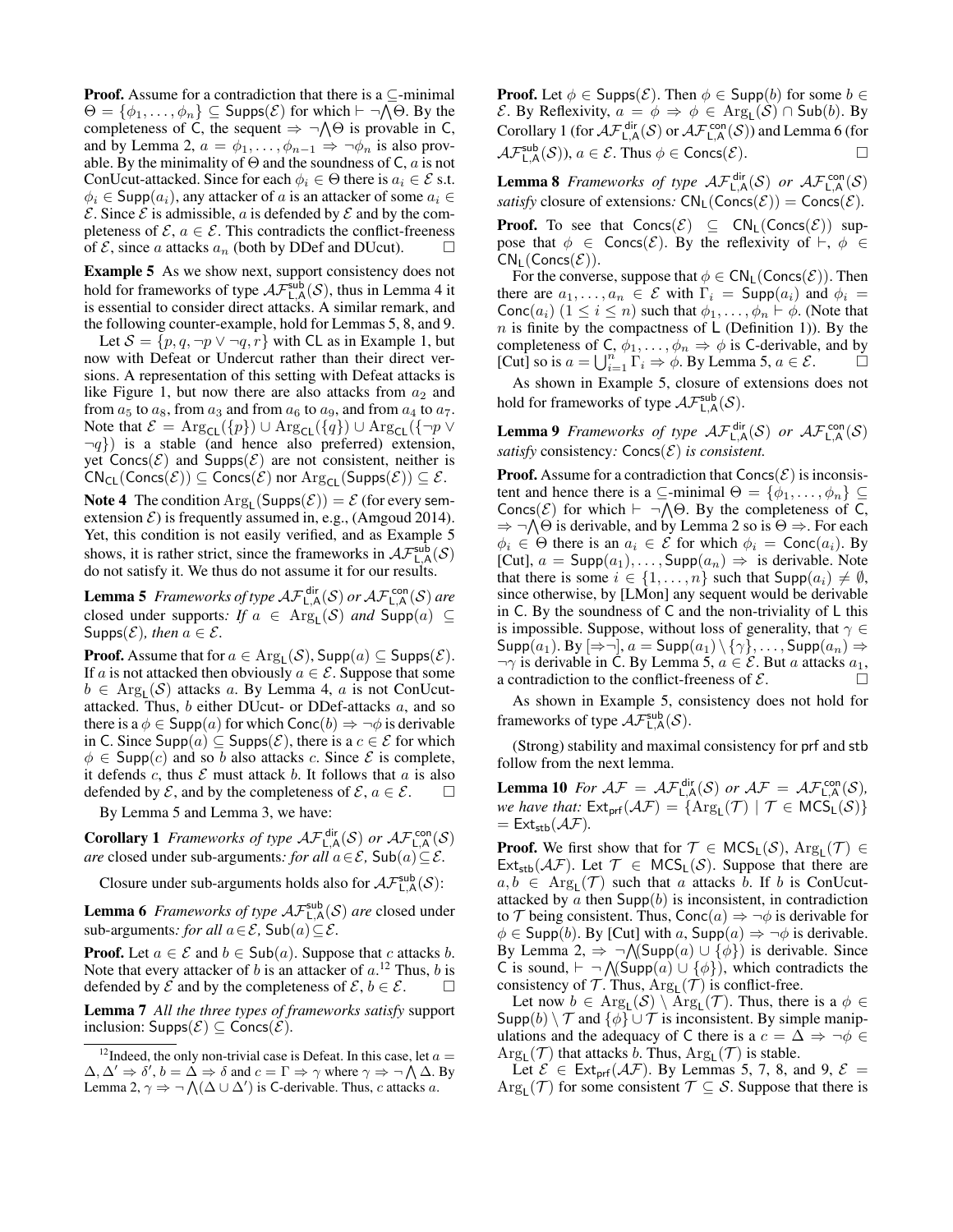**Proof.** Assume for a contradiction that there is a $\subseteq$-minimal $\Theta = \{\phi_1, \ldots, \phi_n\} \subseteq \mathsf{Supps}(\mathcal{E})$ for which $\vdash \neg\bigwedge\Theta$. By the completeness of C, the sequent $\Rightarrow \neg\bigwedge\Theta$ is provable in C, and by Lemma 2, $a = \phi_1, \ldots, \phi_{n-1} \Rightarrow \neg\phi_n$ is also provable. By the minimality of $\Theta$ and the soundness of C, $a$ is not ConUcut-attacked. Since for each $\phi_i \in \Theta$ there is $a_i \in \mathcal{E}$ s.t. $\phi_i \in \mathsf{Supp}(a_i)$, any attacker of $a$ is an attacker of some $a_i \in \mathcal{E}$. Since $\mathcal{E}$ is admissible, $a$ is defended by $\mathcal{E}$ and by the completeness of $\mathcal{E}$, $a \in \mathcal{E}$. This contradicts the conflict-freeness of $\mathcal{E}$, since $a$ attacks $a_n$ (both by DDef and DUcut). $\square$

**Example 5** As we show next, support consistency does not hold for frameworks of type $\mathcal{AF}^{\mathsf{sub}}_{\mathsf{L,A}}(\mathcal{S})$, thus in Lemma 4 it is essential to consider direct attacks. A similar remark, and the following counter-example, hold for Lemmas 5, 8, and 9.

Let $\mathcal{S} = \{p, q, \neg p \vee \neg q, r\}$ with CL as in Example 1, but now with Defeat or Undercut rather than their direct versions. A representation of this setting with Defeat attacks is like Figure 1, but now there are also attacks from $a_2$ and from $a_5$ to $a_8$, from $a_3$ and from $a_6$ to $a_9$, and from $a_4$ to $a_7$. Note that $\mathcal{E} = \mathrm{Arg}_{\mathsf{CL}}(\{p\}) \cup \mathrm{Arg}_{\mathsf{CL}}(\{q\}) \cup \mathrm{Arg}_{\mathsf{CL}}(\{\neg p \vee \neg q\})$ is a stable (and hence also preferred) extension, yet $\mathsf{Concs}(\mathcal{E})$ and $\mathsf{Supps}(\mathcal{E})$ are not consistent, neither is $\mathsf{CN}_{\mathsf{CL}}(\mathsf{Concs}(\mathcal{E})) \subseteq \mathsf{Concs}(\mathcal{E})$ nor $\mathrm{Arg}_{\mathsf{CL}}(\mathsf{Supps}(\mathcal{E})) \subseteq \mathcal{E}$.

**Note 4** The condition $\mathrm{Arg}_{\mathsf{L}}(\mathsf{Supps}(\mathcal{E})) = \mathcal{E}$ (for every sem-extension $\mathcal{E}$) is frequently assumed in, e.g., (Amgoud 2014). Yet, this condition is not easily verified, and as Example 5 shows, it is rather strict, since the frameworks in $\mathcal{AF}^{\mathsf{sub}}_{\mathsf{L,A}}(\mathcal{S})$ do not satisfy it. We thus do not assume it for our results.

**Lemma 5** *Frameworks of type $\mathcal{AF}^{\mathsf{dir}}_{\mathsf{L,A}}(\mathcal{S})$ or $\mathcal{AF}^{\mathsf{con}}_{\mathsf{L,A}}(\mathcal{S})$ are* closed under supports*: If $a \in \mathrm{Arg}_{\mathsf{L}}(\mathcal{S})$ and $\mathsf{Supp}(a) \subseteq \mathsf{Supps}(\mathcal{E})$, then $a \in \mathcal{E}$.*

**Proof.** Assume that for $a \in \mathrm{Arg}_{\mathsf{L}}(\mathcal{S})$, $\mathsf{Supp}(a) \subseteq \mathsf{Supps}(\mathcal{E})$. If $a$ is not attacked then obviously $a \in \mathcal{E}$. Suppose that some $b \in \mathrm{Arg}_{\mathsf{L}}(\mathcal{S})$ attacks $a$. By Lemma 4, $a$ is not ConUcut-attacked. Thus, $b$ either DUcut- or DDef-attacks $a$, and so there is a $\phi \in \mathsf{Supp}(a)$ for which $\mathsf{Conc}(b) \Rightarrow \neg\phi$ is derivable in C. Since $\mathsf{Supp}(a) \subseteq \mathsf{Supps}(\mathcal{E})$, there is a $c \in \mathcal{E}$ for which $\phi \in \mathsf{Supp}(c)$ and so $b$ also attacks $c$. Since $\mathcal{E}$ is complete, it defends $c$, thus $\mathcal{E}$ must attack $b$. It follows that $a$ is also defended by $\mathcal{E}$, and by the completeness of $\mathcal{E}$, $a \in \mathcal{E}$. $\square$

By Lemma 5 and Lemma 3, we have:

**Corollary 1** *Frameworks of type $\mathcal{AF}^{\mathsf{dir}}_{\mathsf{L,A}}(\mathcal{S})$ or $\mathcal{AF}^{\mathsf{con}}_{\mathsf{L,A}}(\mathcal{S})$ are* closed under sub-arguments*: for all $a \in \mathcal{E}$, $\mathsf{Sub}(a) \subseteq \mathcal{E}$.*

Closure under sub-arguments holds also for $\mathcal{AF}^{\mathsf{sub}}_{\mathsf{L,A}}(\mathcal{S})$:

**Lemma 6** *Frameworks of type $\mathcal{AF}^{\mathsf{sub}}_{\mathsf{L,A}}(\mathcal{S})$ are* closed under sub-arguments*: for all $a \in \mathcal{E}$, $\mathsf{Sub}(a) \subseteq \mathcal{E}$.*

**Proof.** Let $a \in \mathcal{E}$ and $b \in \mathsf{Sub}(a)$. Suppose that $c$ attacks $b$. Note that every attacker of $b$ is an attacker of $a$.[12] Thus, $b$ is defended by $\mathcal{E}$ and by the completeness of $\mathcal{E}$, $b \in \mathcal{E}$. $\square$

**Lemma 7** *All the three types of frameworks satisfy* support inclusion*: $\mathsf{Supps}(\mathcal{E}) \subseteq \mathsf{Concs}(\mathcal{E})$.*

**Proof.** Let $\phi \in \mathsf{Supps}(\mathcal{E})$. Then $\phi \in \mathsf{Supp}(b)$ for some $b \in \mathcal{E}$. By Reflexivity, $a = \phi \Rightarrow \phi \in \mathrm{Arg}_{\mathsf{L}}(\mathcal{S}) \cap \mathsf{Sub}(b)$. By Corollary 1 (for $\mathcal{AF}^{\mathsf{dir}}_{\mathsf{L,A}}(\mathcal{S})$ or $\mathcal{AF}^{\mathsf{con}}_{\mathsf{L,A}}(\mathcal{S})$) and Lemma 6 (for $\mathcal{AF}^{\mathsf{sub}}_{\mathsf{L,A}}(\mathcal{S})$), $a \in \mathcal{E}$. Thus $\phi \in \mathsf{Concs}(\mathcal{E})$. $\square$

**Lemma 8** *Frameworks of type $\mathcal{AF}^{\mathsf{dir}}_{\mathsf{L,A}}(\mathcal{S})$ or $\mathcal{AF}^{\mathsf{con}}_{\mathsf{L,A}}(\mathcal{S})$ satisfy* closure of extensions*: $\mathsf{CN}_{\mathsf{L}}(\mathsf{Concs}(\mathcal{E})) = \mathsf{Concs}(\mathcal{E})$.*

**Proof.** To see that $\mathsf{Concs}(\mathcal{E}) \subseteq \mathsf{CN}_{\mathsf{L}}(\mathsf{Concs}(\mathcal{E}))$ suppose that $\phi \in \mathsf{Concs}(\mathcal{E})$. By the reflexivity of $\vdash$, $\phi \in \mathsf{CN}_{\mathsf{L}}(\mathsf{Concs}(\mathcal{E}))$.

For the converse, suppose that $\phi \in \mathsf{CN}_{\mathsf{L}}(\mathsf{Concs}(\mathcal{E}))$. Then there are $a_1, \ldots, a_n \in \mathcal{E}$ with $\Gamma_i = \mathsf{Supp}(a_i)$ and $\phi_i = \mathsf{Conc}(a_i)$ $(1 \le i \le n)$ such that $\phi_1, \ldots, \phi_n \vdash \phi$. (Note that $n$ is finite by the compactness of L (Definition 1)). By the completeness of C, $\phi_1, \ldots, \phi_n \Rightarrow \phi$ is C-derivable, and by [Cut] so is $a = \bigcup_{i=1}^{n} \Gamma_i \Rightarrow \phi$. By Lemma 5, $a \in \mathcal{E}$. $\square$

As shown in Example 5, closure of extensions does not hold for frameworks of type $\mathcal{AF}^{\mathsf{sub}}_{\mathsf{L,A}}(\mathcal{S})$.

**Lemma 9** *Frameworks of type $\mathcal{AF}^{\mathsf{dir}}_{\mathsf{L,A}}(\mathcal{S})$ or $\mathcal{AF}^{\mathsf{con}}_{\mathsf{L,A}}(\mathcal{S})$ satisfy* consistency*: $\mathsf{Concs}(\mathcal{E})$ is consistent.*

**Proof.** Assume for a contradiction that $\mathsf{Concs}(\mathcal{E})$ is inconsistent and hence there is a $\subseteq$-minimal $\Theta = \{\phi_1, \ldots, \phi_n\} \subseteq \mathsf{Concs}(\mathcal{E})$ for which $\vdash \neg\bigwedge\Theta$. By the completeness of C, $\Rightarrow \neg\bigwedge\Theta$ is derivable, and by Lemma 2 so is $\Theta \Rightarrow$. For each $\phi_i \in \Theta$ there is an $a_i \in \mathcal{E}$ for which $\phi_i = \mathsf{Conc}(a_i)$. By [Cut], $a = \mathsf{Supp}(a_1), \ldots, \mathsf{Supp}(a_n) \Rightarrow$ is derivable. Note that there is some $i \in \{1, \ldots, n\}$ such that $\mathsf{Supp}(a_i) \neq \emptyset$, since otherwise, by [LMon] any sequent would be derivable in C. By the soundness of C and the non-triviality of L this is impossible. Suppose, without loss of generality, that $\gamma \in \mathsf{Supp}(a_1)$. By $[\Rightarrow\neg]$, $a = \mathsf{Supp}(a_1) \setminus \{\gamma\}, \ldots, \mathsf{Supp}(a_n) \Rightarrow \neg\gamma$ is derivable in C. By Lemma 5, $a \in \mathcal{E}$. But $a$ attacks $a_1$, a contradiction to the conflict-freeness of $\mathcal{E}$. $\square$

As shown in Example 5, consistency does not hold for frameworks of type $\mathcal{AF}^{\mathsf{sub}}_{\mathsf{L,A}}(\mathcal{S})$.

(Strong) stability and maximal consistency for prf and stb follow from the next lemma.

**Lemma 10** *For $\mathcal{AF} = \mathcal{AF}^{\mathsf{dir}}_{\mathsf{L,A}}(\mathcal{S})$ or $\mathcal{AF} = \mathcal{AF}^{\mathsf{con}}_{\mathsf{L,A}}(\mathcal{S})$, we have that: $\mathsf{Ext}_{\mathsf{prf}}(\mathcal{AF}) = \{\mathrm{Arg}_{\mathsf{L}}(\mathcal{T}) \mid \mathcal{T} \in \mathsf{MCS}_{\mathsf{L}}(\mathcal{S})\} = \mathsf{Ext}_{\mathsf{stb}}(\mathcal{AF})$.*

**Proof.** We first show that for $\mathcal{T} \in \mathsf{MCS}_{\mathsf{L}}(\mathcal{S})$, $\mathrm{Arg}_{\mathsf{L}}(\mathcal{T}) \in \mathsf{Ext}_{\mathsf{stb}}(\mathcal{AF})$. Let $\mathcal{T} \in \mathsf{MCS}_{\mathsf{L}}(\mathcal{S})$. Suppose that there are $a, b \in \mathrm{Arg}_{\mathsf{L}}(\mathcal{T})$ such that $a$ attacks $b$. If $b$ is ConUcut-attacked by $a$ then $\mathsf{Supp}(b)$ is inconsistent, in contradiction to $\mathcal{T}$ being consistent. Thus, $\mathsf{Conc}(a) \Rightarrow \neg\phi$ is derivable for $\phi \in \mathsf{Supp}(b)$. By [Cut] with $a$, $\mathsf{Supp}(a) \Rightarrow \neg\phi$ is derivable. By Lemma 2, $\Rightarrow \neg\bigwedge(\mathsf{Supp}(a) \cup \{\phi\})$ is derivable. Since C is sound, $\vdash \neg\bigwedge(\mathsf{Supp}(a) \cup \{\phi\})$, which contradicts the consistency of $\mathcal{T}$. Thus, $\mathrm{Arg}_{\mathsf{L}}(\mathcal{T})$ is conflict-free.

Let now $b \in \mathrm{Arg}_{\mathsf{L}}(\mathcal{S}) \setminus \mathrm{Arg}_{\mathsf{L}}(\mathcal{T})$. Thus, there is a $\phi \in \mathsf{Supp}(b) \setminus \mathcal{T}$ and $\{\phi\} \cup \mathcal{T}$ is inconsistent. By simple manipulations and the adequacy of C there is a $c = \Delta \Rightarrow \neg\phi \in \mathrm{Arg}_{\mathsf{L}}(\mathcal{T})$ that attacks $b$. Thus, $\mathrm{Arg}_{\mathsf{L}}(\mathcal{T})$ is stable.

Let $\mathcal{E} \in \mathsf{Ext}_{\mathsf{prf}}(\mathcal{AF})$. By Lemmas 5, 7, 8, and 9, $\mathcal{E} = \mathrm{Arg}_{\mathsf{L}}(\mathcal{T})$ for some consistent $\mathcal{T} \subseteq \mathcal{S}$. Suppose that there is

---

[12] Indeed, the only non-trivial case is Defeat. In this case, let $a = \Delta, \Delta' \Rightarrow \delta'$, $b = \Delta \Rightarrow \delta$ and $c = \Gamma \Rightarrow \gamma$ where $\gamma \Rightarrow \neg\bigwedge\Delta$. By Lemma 2, $\gamma \Rightarrow \neg\bigwedge(\Delta \cup \Delta')$ is C-derivable. Thus, $c$ attacks $a$.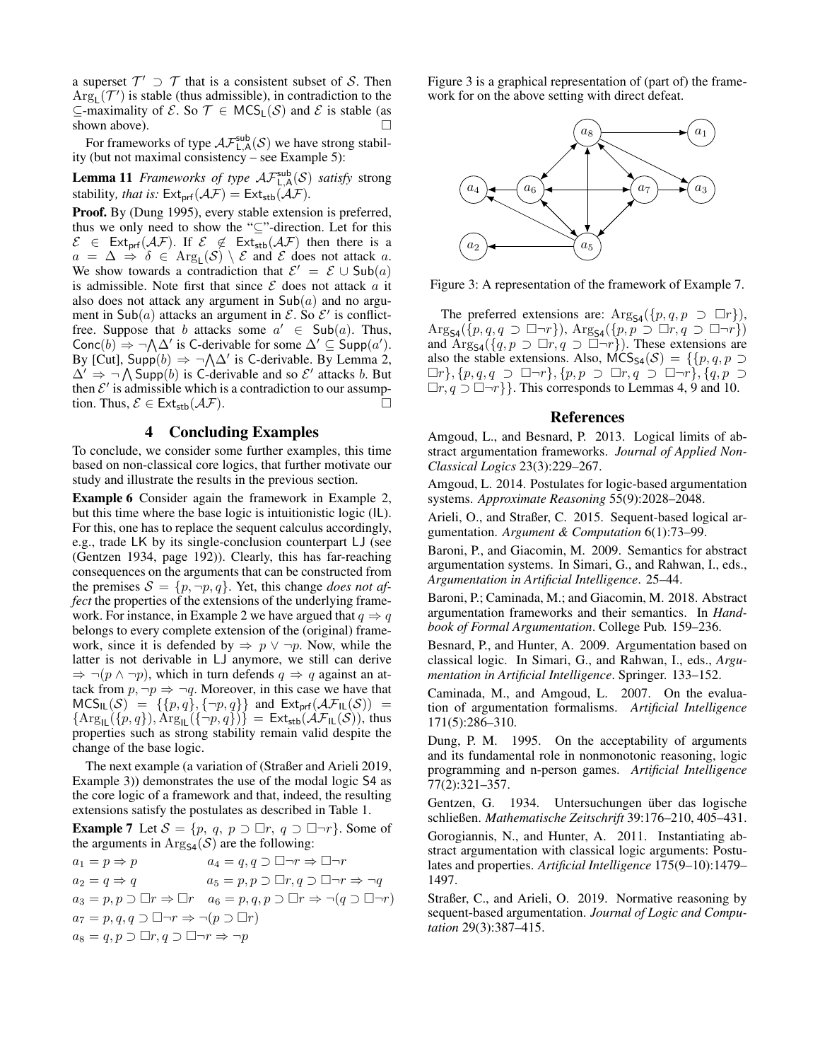a superset $\mathcal{T}' \supset \mathcal{T}$ that is a consistent subset of $\mathcal{S}$. Then $\text{Arg}_{\mathsf{L}}(\mathcal{T}')$ is stable (thus admissible), in contradiction to the $\subseteq$-maximality of $\mathcal{E}$. So $\mathcal{T} \in \mathsf{MCS}_{\mathsf{L}}(\mathcal{S})$ and $\mathcal{E}$ is stable (as shown above). □

For frameworks of type $\mathcal{AF}^{\mathsf{sub}}_{\mathsf{L,A}}(\mathcal{S})$ we have strong stability (but not maximal consistency – see Example 5):

**Lemma 11** *Frameworks of type $\mathcal{AF}^{\mathsf{sub}}_{\mathsf{L,A}}(\mathcal{S})$ satisfy* strong stability*, that is: $\mathsf{Ext}_{\mathsf{prf}}(\mathcal{AF}) = \mathsf{Ext}_{\mathsf{stb}}(\mathcal{AF})$.*

**Proof.** By (Dung 1995), every stable extension is preferred, thus we only need to show the "$\subseteq$"-direction. Let for this $\mathcal{E} \in \mathsf{Ext}_{\mathsf{prf}}(\mathcal{AF})$. If $\mathcal{E} \notin \mathsf{Ext}_{\mathsf{stb}}(\mathcal{AF})$ then there is a $a = \Delta \Rightarrow \delta \in \text{Arg}_{\mathsf{L}}(\mathcal{S}) \setminus \mathcal{E}$ and $\mathcal{E}$ does not attack $a$. We show towards a contradiction that $\mathcal{E}' = \mathcal{E} \cup \mathsf{Sub}(a)$ is admissible. Note first that since $\mathcal{E}$ does not attack $a$ it also does not attack any argument in $\mathsf{Sub}(a)$ and no argument in $\mathsf{Sub}(a)$ attacks an argument in $\mathcal{E}$. So $\mathcal{E}'$ is conflict-free. Suppose that $b$ attacks some $a' \in \mathsf{Sub}(a)$. Thus, $\mathsf{Conc}(b) \Rightarrow \neg \bigwedge \Delta'$ is C-derivable for some $\Delta' \subseteq \mathsf{Supp}(a')$. By [Cut], $\mathsf{Supp}(b) \Rightarrow \neg \bigwedge \Delta'$ is C-derivable. By Lemma 2, $\Delta' \Rightarrow \neg \bigwedge \mathsf{Supp}(b)$ is C-derivable and so $\mathcal{E}'$ attacks $b$. But then $\mathcal{E}'$ is admissible which is a contradiction to our assumption. Thus, $\mathcal{E} \in \mathsf{Ext}_{\mathsf{stb}}(\mathcal{AF})$. □

## 4 Concluding Examples

To conclude, we consider some further examples, this time based on non-classical core logics, that further motivate our study and illustrate the results in the previous section.

**Example 6** Consider again the framework in Example 2, but this time where the base logic is intuitionistic logic (IL). For this, one has to replace the sequent calculus accordingly, e.g., trade LK by its single-conclusion counterpart LJ (see (Gentzen 1934, page 192)). Clearly, this has far-reaching consequences on the arguments that can be constructed from the premises $\mathcal{S} = \{p, \neg p, q\}$. Yet, this change *does not affect* the properties of the extensions of the underlying framework. For instance, in Example 2 we have argued that $q \Rightarrow q$ belongs to every complete extension of the (original) framework, since it is defended by $\Rightarrow p \vee \neg p$. Now, while the latter is not derivable in LJ anymore, we still can derive $\Rightarrow \neg(p \wedge \neg p)$, which in turn defends $q \Rightarrow q$ against an attack from $p, \neg p \Rightarrow \neg q$. Moreover, in this case we have that $\mathsf{MCS}_{\mathsf{IL}}(\mathcal{S}) = \{\{p, q\}, \{\neg p, q\}\}$ and $\mathsf{Ext}_{\mathsf{prf}}(\mathcal{AF}_{\mathsf{IL}}(\mathcal{S})) = \{\text{Arg}_{\mathsf{IL}}(\{p, q\}), \text{Arg}_{\mathsf{IL}}(\{\neg p, q\})\} = \mathsf{Ext}_{\mathsf{stb}}(\mathcal{AF}_{\mathsf{IL}}(\mathcal{S}))$, thus properties such as strong stability remain valid despite the change of the base logic.

The next example (a variation of (Straßer and Arieli 2019, Example 3)) demonstrates the use of the modal logic S4 as the core logic of a framework and that, indeed, the resulting extensions satisfy the postulates as described in Table 1.

**Example 7** Let $\mathcal{S} = \{p,\ q,\ p \supset \Box r,\ q \supset \Box\neg r\}$. Some of the arguments in $\text{Arg}_{\mathsf{S4}}(\mathcal{S})$ are the following:

$a_1 = p \Rightarrow p$

$a_2 = q \Rightarrow q$

$a_3 = p, p \supset \Box r \Rightarrow \Box r$

$a_4 = q, q \supset \Box\neg r \Rightarrow \Box\neg r$

$a_5 = p, p \supset \Box r, q \supset \Box\neg r \Rightarrow \neg q$

$a_6 = p, q, p \supset \Box r \Rightarrow \neg(q \supset \Box\neg r)$

$a_7 = p, q, q \supset \Box\neg r \Rightarrow \neg(p \supset \Box r)$

$a_8 = q, p \supset \Box r, q \supset \Box\neg r \Rightarrow \neg p$

Figure 3 is a graphical representation of (part of) the framework for on the above setting with direct defeat.

Figure 3: A representation of the framework of Example 7.

The preferred extensions are: $\text{Arg}_{\mathsf{S4}}(\{p, q, p \supset \Box r\})$, $\text{Arg}_{\mathsf{S4}}(\{p, q, q \supset \Box\neg r\})$, $\text{Arg}_{\mathsf{S4}}(\{p, p \supset \Box r, q \supset \Box\neg r\})$ and $\text{Arg}_{\mathsf{S4}}(\{q, p \supset \Box r, q \supset \Box\neg r\})$. These extensions are also the stable extensions. Also, $\mathsf{MCS}_{\mathsf{S4}}(\mathcal{S}) = \{\{p, q, p \supset \Box r\}, \{p, q, q \supset \Box\neg r\}, \{p, p \supset \Box r, q \supset \Box\neg r\}, \{q, p \supset \Box r, q \supset \Box\neg r\}\}$. This corresponds to Lemmas 4, 9 and 10.

## References

Amgoud, L., and Besnard, P. 2013. Logical limits of abstract argumentation frameworks. *Journal of Applied Non-Classical Logics* 23(3):229–267.

Amgoud, L. 2014. Postulates for logic-based argumentation systems. *Approximate Reasoning* 55(9):2028–2048.

Arieli, O., and Straßer, C. 2015. Sequent-based logical argumentation. *Argument & Computation* 6(1):73–99.

Baroni, P., and Giacomin, M. 2009. Semantics for abstract argumentation systems. In Simari, G., and Rahwan, I., eds., *Argumentation in Artificial Intelligence*. 25–44.

Baroni, P.; Caminada, M.; and Giacomin, M. 2018. Abstract argumentation frameworks and their semantics. In *Handbook of Formal Argumentation*. College Pub. 159–236.

Besnard, P., and Hunter, A. 2009. Argumentation based on classical logic. In Simari, G., and Rahwan, I., eds., *Argumentation in Artificial Intelligence*. Springer. 133–152.

Caminada, M., and Amgoud, L. 2007. On the evaluation of argumentation formalisms. *Artificial Intelligence* 171(5):286–310.

Dung, P. M. 1995. On the acceptability of arguments and its fundamental role in nonmonotonic reasoning, logic programming and n-person games. *Artificial Intelligence* 77(2):321–357.

Gentzen, G. 1934. Untersuchungen über das logische schließen. *Mathematische Zeitschrift* 39:176–210, 405–431.

Gorogiannis, N., and Hunter, A. 2011. Instantiating abstract argumentation with classical logic arguments: Postulates and properties. *Artificial Intelligence* 175(9–10):1479–1497.

Straßer, C., and Arieli, O. 2019. Normative reasoning by sequent-based argumentation. *Journal of Logic and Computation* 29(3):387–415.